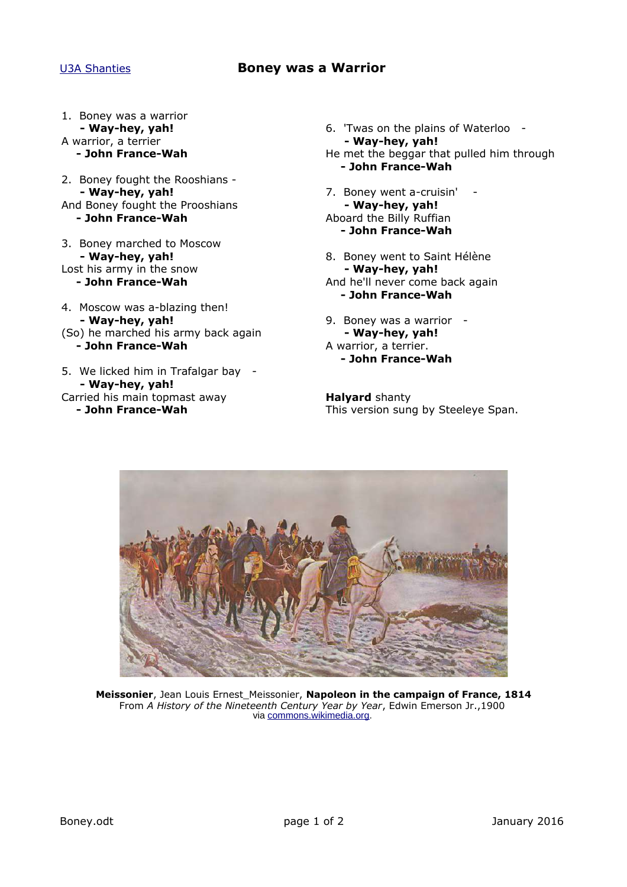U3A Shanties

# Boney was a Warrior

1. Boney was a warrior
   **- Way-hey, yah!**
   A warrior, a terrier
   **- John France-Wah**

2. Boney fought the Rooshians -
   **- Way-hey, yah!**
   And Boney fought the Prooshians
   **- John France-Wah**

3. Boney marched to Moscow
   **- Way-hey, yah!**
   Lost his army in the snow
   **- John France-Wah**

4. Moscow was a-blazing then!
   **- Way-hey, yah!**
   (So) he marched his army back again
   **- John France-Wah**

5. We licked him in Trafalgar bay -
   **- Way-hey, yah!**
   Carried his main topmast away
   **- John France-Wah**

6. 'Twas on the plains of Waterloo -
   **- Way-hey, yah!**
   He met the beggar that pulled him through
   **- John France-Wah**

7. Boney went a-cruisin' -
   **- Way-hey, yah!**
   Aboard the Billy Ruffian
   **- John France-Wah**

8. Boney went to Saint Hélène
   **- Way-hey, yah!**
   And he'll never come back again
   **- John France-Wah**

9. Boney was a warrior -
   **- Way-hey, yah!**
   A warrior, a terrier.
   **- John France-Wah**

**Halyard** shanty
This version sung by Steeleye Span.

**Meissonier**, Jean Louis Ernest_Meissonier, **Napoleon in the campaign of France, 1814**
From *A History of the Nineteenth Century Year by Year*, Edwin Emerson Jr.,1900
via commons.wikimedia.org.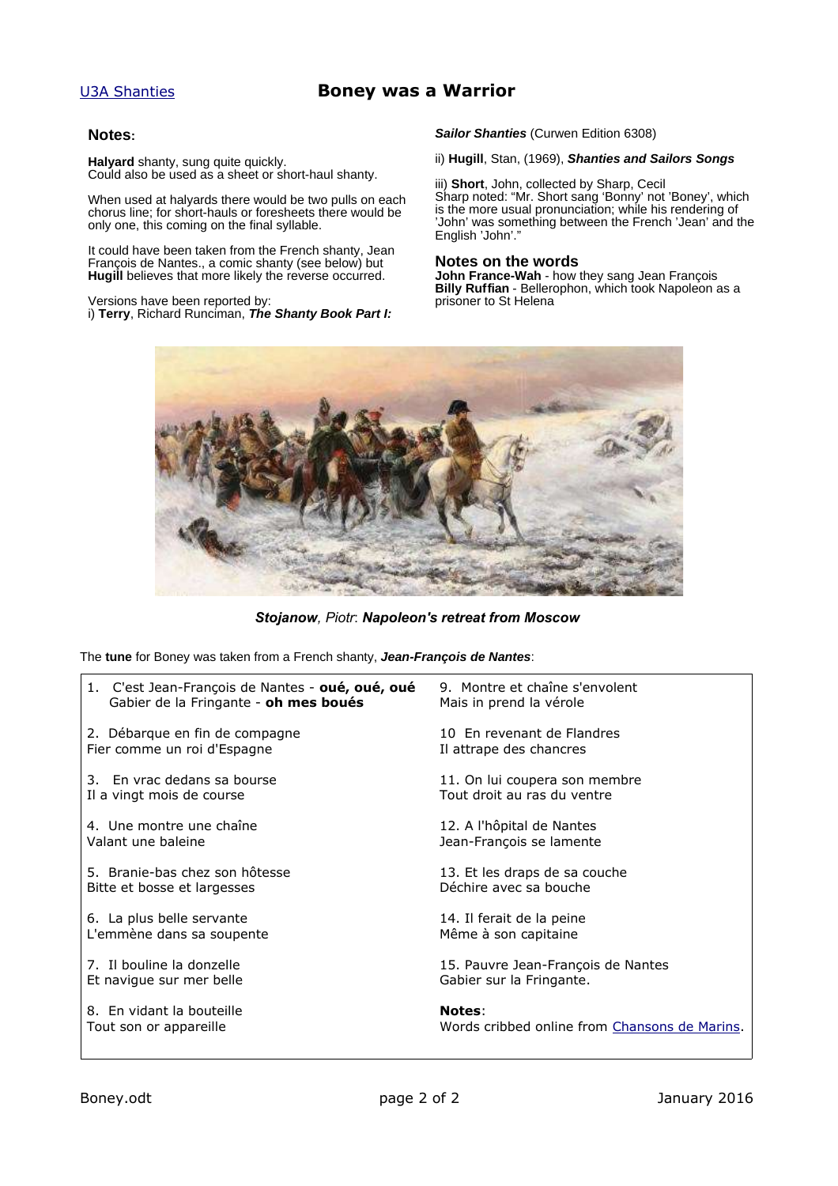[U3A Shanties](#) **Boney was a Warrior**

## Notes:

**Halyard** shanty, sung quite quickly.
Could also be used as a sheet or short-haul shanty.

When used at halyards there would be two pulls on each chorus line; for short-hauls or foresheets there would be only one, this coming on the final syllable.

It could have been taken from the French shanty, Jean François de Nantes., a comic shanty (see below) but **Hugill** believes that more likely the reverse occurred.

Versions have been reported by:
i) **Terry**, Richard Runciman, ***The Shanty Book Part I: Sailor Shanties*** (Curwen Edition 6308)

ii) **Hugill**, Stan, (1969), ***Shanties and Sailors Songs***

iii) **Short**, John, collected by Sharp, Cecil
Sharp noted: "Mr. Short sang 'Bonny' not 'Boney', which is the more usual pronunciation; while his rendering of 'John' was something between the French 'Jean' and the English 'John'."

## Notes on the words

**John France-Wah** - how they sang Jean François
**Billy Ruffian** - Bellerophon, which took Napoleon as a prisoner to St Helena

***Stojanow**, Piotr*: ***Napoleon's retreat from Moscow***

The **tune** for Boney was taken from a French shanty, ***Jean-François de Nantes***:

1. C'est Jean-François de Nantes - **oué, oué, oué**
Gabier de la Fringante - **oh mes boués**

2. Débarque en fin de compagne
Fier comme un roi d'Espagne

3. En vrac dedans sa bourse
Il a vingt mois de course

4. Une montre une chaîne
Valant une baleine

5. Branie-bas chez son hôtesse
Bitte et bosse et largesses

6. La plus belle servante
L'emmène dans sa soupente

7. Il bouline la donzelle
Et navigue sur mer belle

8. En vidant la bouteille
Tout son or appareille

9. Montre et chaîne s'envolent
Mais in prend la vérole

10 En revenant de Flandres
Il attrape des chancres

11. On lui coupera son membre
Tout droit au ras du ventre

12. A l'hôpital de Nantes
Jean-François se lamente

13. Et les draps de sa couche
Déchire avec sa bouche

14. Il ferait de la peine
Même à son capitaine

15. Pauvre Jean-François de Nantes
Gabier sur la Fringante.

**Notes**:
Words cribbed online from [Chansons de Marins](#).